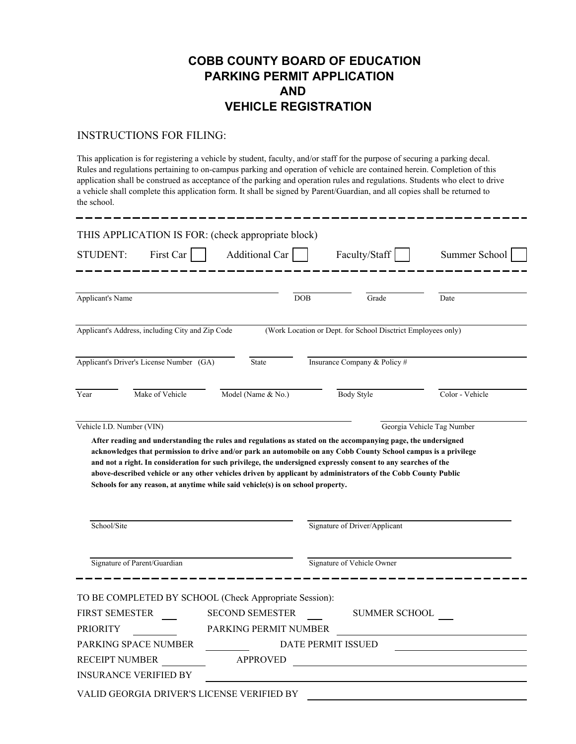# COBB COUNTY BOARD OF EDUCATION
# PARKING PERMIT APPLICATION
# AND
# VEHICLE REGISTRATION

INSTRUCTIONS FOR FILING:

This application is for registering a vehicle by student, faculty, and/or staff for the purpose of securing a parking decal. Rules and regulations pertaining to on-campus parking and operation of vehicle are contained herein. Completion of this application shall be construed as acceptance of the parking and operation rules and regulations. Students who elect to drive a vehicle shall complete this application form. It shall be signed by Parent/Guardian, and all copies shall be returned to the school.

---

THIS APPLICATION IS FOR: (check appropriate block)

STUDENT: First Car ☐ Additional Car ☐ Faculty/Staff ☐ Summer School ☐

---

Applicant's Name ____________________ DOB __________ Grade __________ Date __________

Applicant's Address, including City and Zip Code ____________________ (Work Location or Dept. for School Disctrict Employees only) ____________________

Applicant's Driver's License Number (GA) __________ State __________ Insurance Company & Policy # ____________________

Year __________ Make of Vehicle __________ Model (Name & No.) __________ Body Style __________ Color - Vehicle __________

Vehicle I.D. Number (VIN) ____________________ Georgia Vehicle Tag Number ____________________

**After reading and understanding the rules and regulations as stated on the accompanying page, the undersigned acknowledges that permission to drive and/or park an automobile on any Cobb County School campus is a privilege and not a right. In consideration for such privilege, the undersigned expressly consent to any searches of the above-described vehicle or any other vehicles driven by applicant by administrators of the Cobb County Public Schools for any reason, at anytime while said vehicle(s) is on school property.**

School/Site ____________________ Signature of Driver/Applicant ____________________

Signature of Parent/Guardian ____________________ Signature of Vehicle Owner ____________________

---

TO BE COMPLETED BY SCHOOL (Check Appropriate Session):

FIRST SEMESTER ___ SECOND SEMESTER ___ SUMMER SCHOOL ___

PRIORITY __________ PARKING PERMIT NUMBER ____________________

PARKING SPACE NUMBER __________ DATE PERMIT ISSUED ____________________

RECEIPT NUMBER __________ APPROVED ____________________

INSURANCE VERIFIED BY ____________________

VALID GEORGIA DRIVER'S LICENSE VERIFIED BY ____________________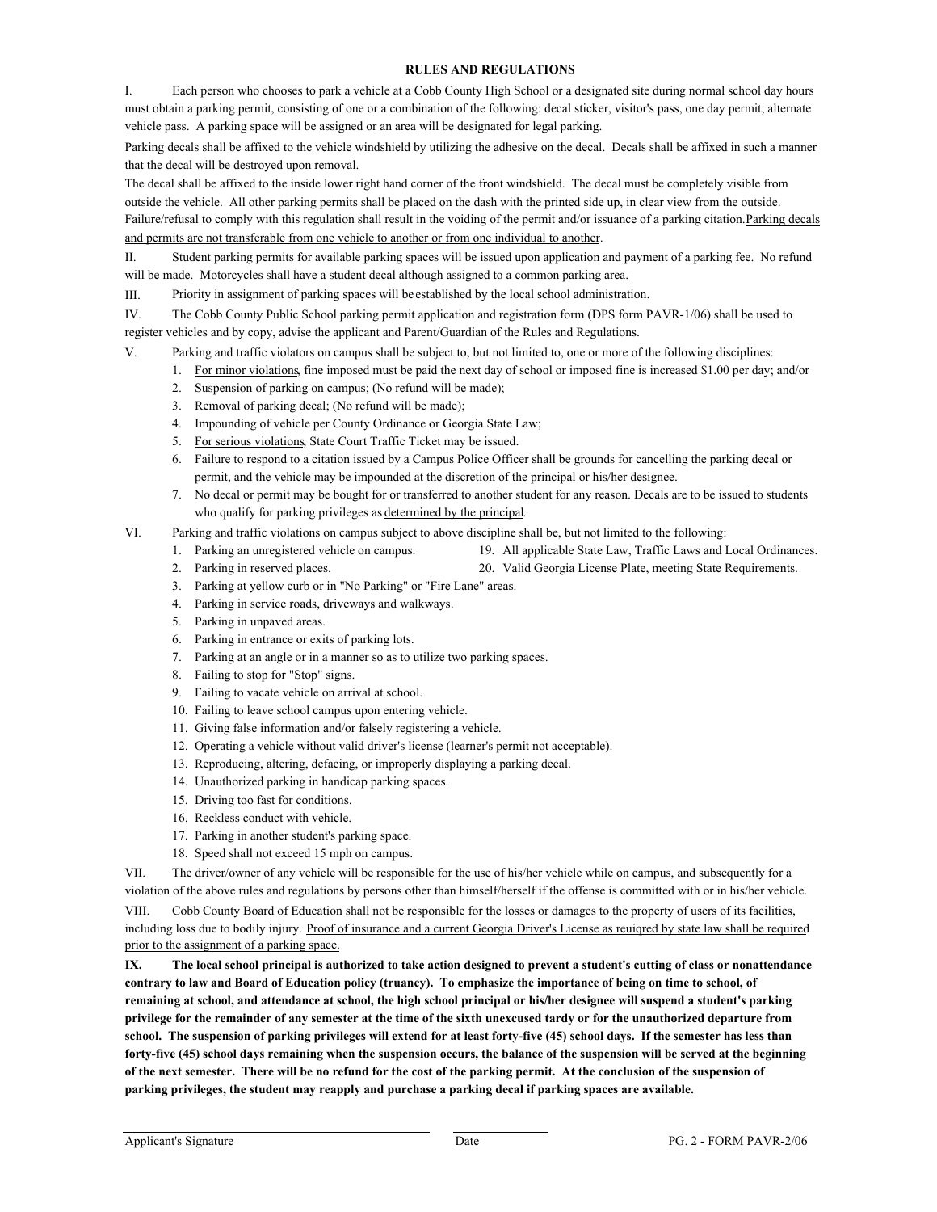## RULES AND REGULATIONS

I. Each person who chooses to park a vehicle at a Cobb County High School or a designated site during normal school day hours must obtain a parking permit, consisting of one or a combination of the following: decal sticker, visitor's pass, one day permit, alternate vehicle pass. A parking space will be assigned or an area will be designated for legal parking.

Parking decals shall be affixed to the vehicle windshield by utilizing the adhesive on the decal. Decals shall be affixed in such a manner that the decal will be destroyed upon removal.

The decal shall be affixed to the inside lower right hand corner of the front windshield. The decal must be completely visible from outside the vehicle. All other parking permits shall be placed on the dash with the printed side up, in clear view from the outside. Failure/refusal to comply with this regulation shall result in the voiding of the permit and/or issuance of a parking citation. Parking decals and permits are not transferable from one vehicle to another or from one individual to another.

II. Student parking permits for available parking spaces will be issued upon application and payment of a parking fee. No refund will be made. Motorcycles shall have a student decal although assigned to a common parking area.

III. Priority in assignment of parking spaces will be established by the local school administration.

IV. The Cobb County Public School parking permit application and registration form (DPS form PAVR-1/06) shall be used to register vehicles and by copy, advise the applicant and Parent/Guardian of the Rules and Regulations.

V. Parking and traffic violators on campus shall be subject to, but not limited to, one or more of the following disciplines:

1. For minor violations, fine imposed must be paid the next day of school or imposed fine is increased $1.00 per day; and/or
2. Suspension of parking on campus; (No refund will be made);
3. Removal of parking decal; (No refund will be made);
4. Impounding of vehicle per County Ordinance or Georgia State Law;
5. For serious violations, State Court Traffic Ticket may be issued.
6. Failure to respond to a citation issued by a Campus Police Officer shall be grounds for cancelling the parking decal or permit, and the vehicle may be impounded at the discretion of the principal or his/her designee.
7. No decal or permit may be bought for or transferred to another student for any reason. Decals are to be issued to students who qualify for parking privileges as determined by the principal.

VI. Parking and traffic violations on campus subject to above discipline shall be, but not limited to the following:

1. Parking an unregistered vehicle on campus.
2. Parking in reserved places.
3. Parking at yellow curb or in "No Parking" or "Fire Lane" areas.
4. Parking in service roads, driveways and walkways.
5. Parking in unpaved areas.
6. Parking in entrance or exits of parking lots.
7. Parking at an angle or in a manner so as to utilize two parking spaces.
8. Failing to stop for "Stop" signs.
9. Failing to vacate vehicle on arrival at school.
10. Failing to leave school campus upon entering vehicle.
11. Giving false information and/or falsely registering a vehicle.
12. Operating a vehicle without valid driver's license (learner's permit not acceptable).
13. Reproducing, altering, defacing, or improperly displaying a parking decal.
14. Unauthorized parking in handicap parking spaces.
15. Driving too fast for conditions.
16. Reckless conduct with vehicle.
17. Parking in another student's parking space.
18. Speed shall not exceed 15 mph on campus.
19. All applicable State Law, Traffic Laws and Local Ordinances.
20. Valid Georgia License Plate, meeting State Requirements.

VII. The driver/owner of any vehicle will be responsible for the use of his/her vehicle while on campus, and subsequently for a violation of the above rules and regulations by persons other than himself/herself if the offense is committed with or in his/her vehicle.

VIII. Cobb County Board of Education shall not be responsible for the losses or damages to the property of users of its facilities, including loss due to bodily injury. Proof of insurance and a current Georgia Driver's License as reuiqred by state law shall be required prior to the assignment of a parking space.

**IX. The local school principal is authorized to take action designed to prevent a student's cutting of class or nonattendance contrary to law and Board of Education policy (truancy). To emphasize the importance of being on time to school, of remaining at school, and attendance at school, the high school principal or his/her designee will suspend a student's parking privilege for the remainder of any semester at the time of the sixth unexcused tardy or for the unauthorized departure from school. The suspension of parking privileges will extend for at least forty-five (45) school days. If the semester has less than forty-five (45) school days remaining when the suspension occurs, the balance of the suspension will be served at the beginning of the next semester. There will be no refund for the cost of the parking permit. At the conclusion of the suspension of parking privileges, the student may reapply and purchase a parking decal if parking spaces are available.**

Applicant's Signature ______________________ Date __________

PG. 2 - FORM PAVR-2/06